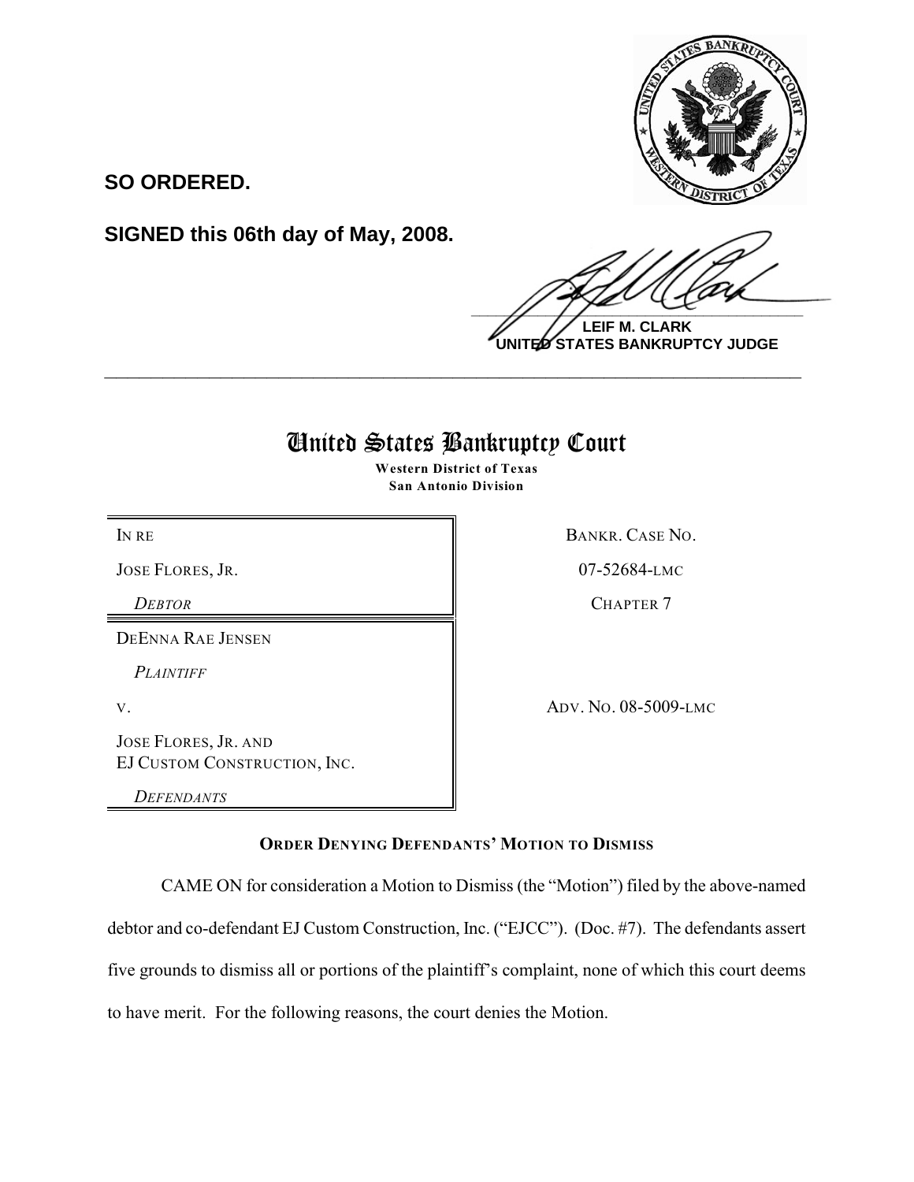**SO ORDERED.**

**SIGNED this 06th day of May, 2008.**

**LEIF M. CLARK**
**UNITED STATES BANKRUPTCY JUDGE**

---

# United States Bankruptcy Court

**Western District of Texas**
**San Antonio Division**

| | |
|---|---|
| IN RE | BANKR. CASE NO. |
| JOSE FLORES, JR. | 07-52684-LMC |
| *DEBTOR* | CHAPTER 7 |
| DEENNA RAE JENSEN | |
| *PLAINTIFF* | |
| V. | ADV. NO. 08-5009-LMC |
| JOSE FLORES, JR. AND EJ CUSTOM CONSTRUCTION, INC. | |
| *DEFENDANTS* | |

**ORDER DENYING DEFENDANTS' MOTION TO DISMISS**

CAME ON for consideration a Motion to Dismiss (the "Motion") filed by the above-named debtor and co-defendant EJ Custom Construction, Inc. ("EJCC"). (Doc. #7). The defendants assert five grounds to dismiss all or portions of the plaintiff's complaint, none of which this court deems to have merit. For the following reasons, the court denies the Motion.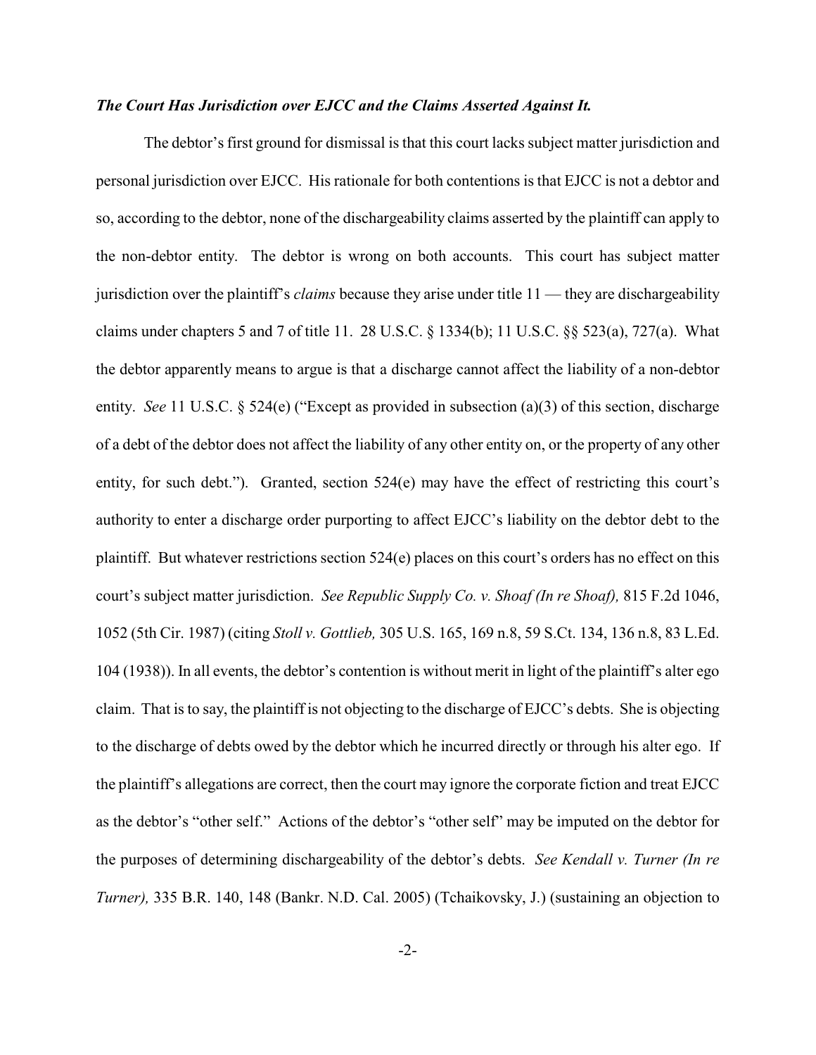***The Court Has Jurisdiction over EJCC and the Claims Asserted Against It.***

The debtor's first ground for dismissal is that this court lacks subject matter jurisdiction and personal jurisdiction over EJCC. His rationale for both contentions is that EJCC is not a debtor and so, according to the debtor, none of the dischargeability claims asserted by the plaintiff can apply to the non-debtor entity. The debtor is wrong on both accounts. This court has subject matter jurisdiction over the plaintiff's *claims* because they arise under title 11 — they are dischargeability claims under chapters 5 and 7 of title 11. 28 U.S.C. § 1334(b); 11 U.S.C. §§ 523(a), 727(a). What the debtor apparently means to argue is that a discharge cannot affect the liability of a non-debtor entity. *See* 11 U.S.C. § 524(e) ("Except as provided in subsection (a)(3) of this section, discharge of a debt of the debtor does not affect the liability of any other entity on, or the property of any other entity, for such debt."). Granted, section 524(e) may have the effect of restricting this court's authority to enter a discharge order purporting to affect EJCC's liability on the debtor debt to the plaintiff. But whatever restrictions section 524(e) places on this court's orders has no effect on this court's subject matter jurisdiction. *See Republic Supply Co. v. Shoaf (In re Shoaf),* 815 F.2d 1046, 1052 (5th Cir. 1987) (citing *Stoll v. Gottlieb,* 305 U.S. 165, 169 n.8, 59 S.Ct. 134, 136 n.8, 83 L.Ed. 104 (1938)). In all events, the debtor's contention is without merit in light of the plaintiff's alter ego claim. That is to say, the plaintiff is not objecting to the discharge of EJCC's debts. She is objecting to the discharge of debts owed by the debtor which he incurred directly or through his alter ego. If the plaintiff's allegations are correct, then the court may ignore the corporate fiction and treat EJCC as the debtor's "other self." Actions of the debtor's "other self" may be imputed on the debtor for the purposes of determining dischargeability of the debtor's debts. *See Kendall v. Turner (In re Turner),* 335 B.R. 140, 148 (Bankr. N.D. Cal. 2005) (Tchaikovsky, J.) (sustaining an objection to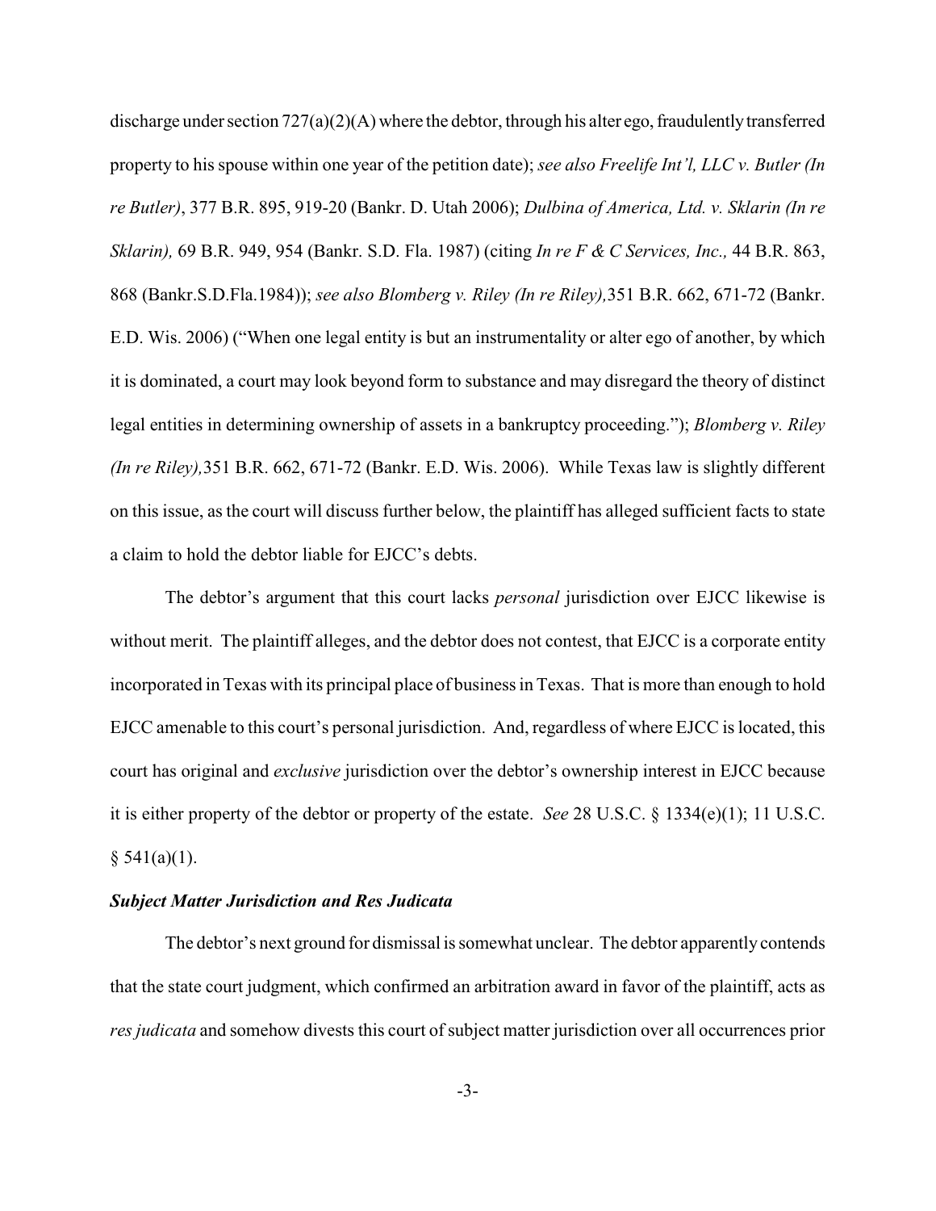discharge under section 727(a)(2)(A) where the debtor, through his alter ego, fraudulently transferred property to his spouse within one year of the petition date); *see also Freelife Int'l, LLC v. Butler (In re Butler)*, 377 B.R. 895, 919-20 (Bankr. D. Utah 2006); *Dulbina of America, Ltd. v. Sklarin (In re Sklarin),* 69 B.R. 949, 954 (Bankr. S.D. Fla. 1987) (citing *In re F & C Services, Inc.,* 44 B.R. 863, 868 (Bankr.S.D.Fla.1984)); *see also Blomberg v. Riley (In re Riley),*351 B.R. 662, 671-72 (Bankr. E.D. Wis. 2006) ("When one legal entity is but an instrumentality or alter ego of another, by which it is dominated, a court may look beyond form to substance and may disregard the theory of distinct legal entities in determining ownership of assets in a bankruptcy proceeding."); *Blomberg v. Riley (In re Riley),*351 B.R. 662, 671-72 (Bankr. E.D. Wis. 2006). While Texas law is slightly different on this issue, as the court will discuss further below, the plaintiff has alleged sufficient facts to state a claim to hold the debtor liable for EJCC's debts.

The debtor's argument that this court lacks *personal* jurisdiction over EJCC likewise is without merit. The plaintiff alleges, and the debtor does not contest, that EJCC is a corporate entity incorporated in Texas with its principal place of business in Texas. That is more than enough to hold EJCC amenable to this court's personal jurisdiction. And, regardless of where EJCC is located, this court has original and *exclusive* jurisdiction over the debtor's ownership interest in EJCC because it is either property of the debtor or property of the estate. *See* 28 U.S.C. § 1334(e)(1); 11 U.S.C. § 541(a)(1).

***Subject Matter Jurisdiction and Res Judicata***

The debtor's next ground for dismissal is somewhat unclear. The debtor apparently contends that the state court judgment, which confirmed an arbitration award in favor of the plaintiff, acts as *res judicata* and somehow divests this court of subject matter jurisdiction over all occurrences prior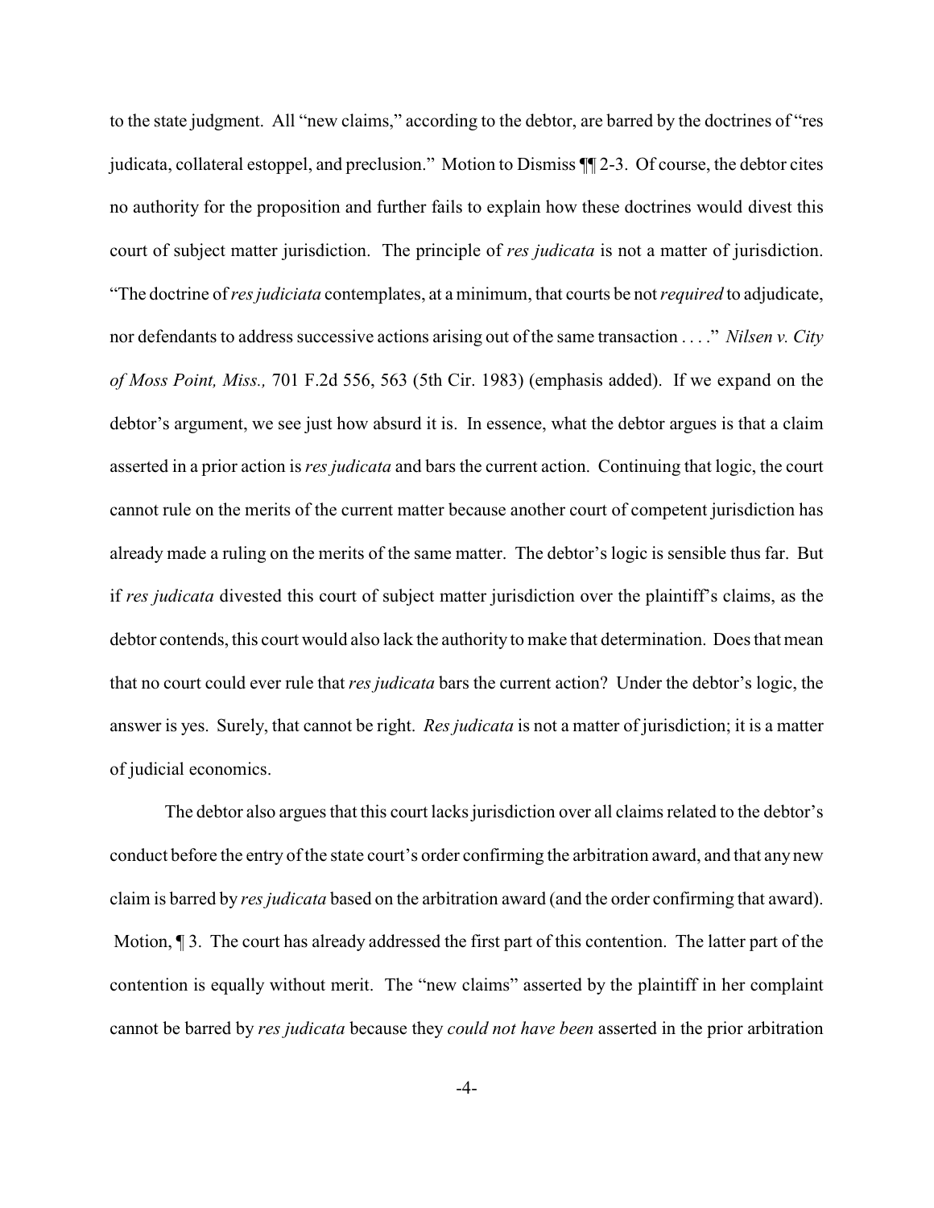to the state judgment. All "new claims," according to the debtor, are barred by the doctrines of "res judicata, collateral estoppel, and preclusion." Motion to Dismiss ¶¶ 2-3. Of course, the debtor cites no authority for the proposition and further fails to explain how these doctrines would divest this court of subject matter jurisdiction. The principle of *res judicata* is not a matter of jurisdiction. "The doctrine of *res judiciata* contemplates, at a minimum, that courts be not *required* to adjudicate, nor defendants to address successive actions arising out of the same transaction . . . ." *Nilsen v. City of Moss Point, Miss.,* 701 F.2d 556, 563 (5th Cir. 1983) (emphasis added). If we expand on the debtor's argument, we see just how absurd it is. In essence, what the debtor argues is that a claim asserted in a prior action is *res judicata* and bars the current action. Continuing that logic, the court cannot rule on the merits of the current matter because another court of competent jurisdiction has already made a ruling on the merits of the same matter. The debtor's logic is sensible thus far. But if *res judicata* divested this court of subject matter jurisdiction over the plaintiff's claims, as the debtor contends, this court would also lack the authority to make that determination. Does that mean that no court could ever rule that *res judicata* bars the current action? Under the debtor's logic, the answer is yes. Surely, that cannot be right. *Res judicata* is not a matter of jurisdiction; it is a matter of judicial economics.

The debtor also argues that this court lacks jurisdiction over all claims related to the debtor's conduct before the entry of the state court's order confirming the arbitration award, and that any new claim is barred by *res judicata* based on the arbitration award (and the order confirming that award). Motion, ¶ 3. The court has already addressed the first part of this contention. The latter part of the contention is equally without merit. The "new claims" asserted by the plaintiff in her complaint cannot be barred by *res judicata* because they *could not have been* asserted in the prior arbitration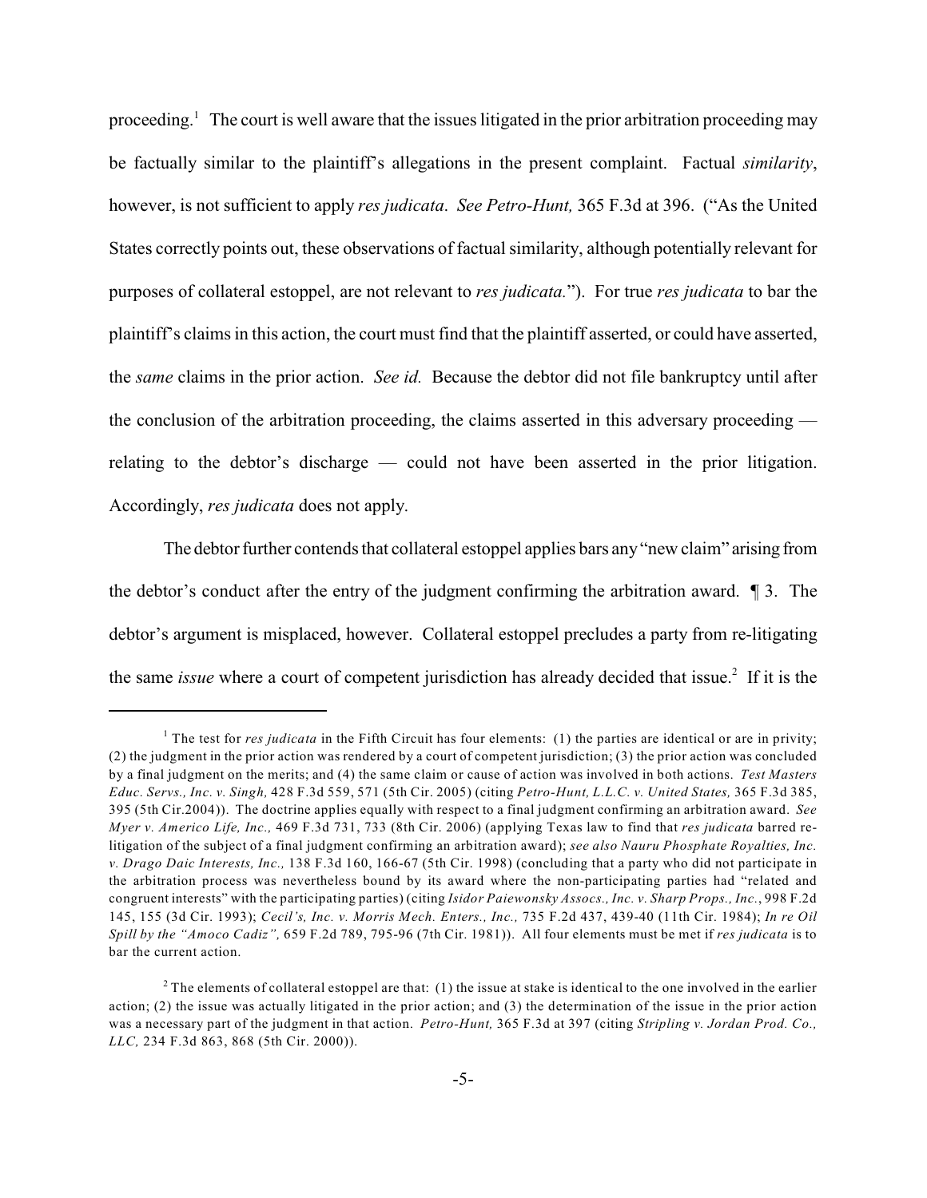proceeding.[1] The court is well aware that the issues litigated in the prior arbitration proceeding may be factually similar to the plaintiff's allegations in the present complaint. Factual *similarity*, however, is not sufficient to apply *res judicata*. *See Petro-Hunt,* 365 F.3d at 396. ("As the United States correctly points out, these observations of factual similarity, although potentially relevant for purposes of collateral estoppel, are not relevant to *res judicata.*"). For true *res judicata* to bar the plaintiff's claims in this action, the court must find that the plaintiff asserted, or could have asserted, the *same* claims in the prior action. *See id.* Because the debtor did not file bankruptcy until after the conclusion of the arbitration proceeding, the claims asserted in this adversary proceeding — relating to the debtor's discharge — could not have been asserted in the prior litigation. Accordingly, *res judicata* does not apply.

The debtor further contends that collateral estoppel applies bars any "new claim" arising from the debtor's conduct after the entry of the judgment confirming the arbitration award. ¶ 3. The debtor's argument is misplaced, however. Collateral estoppel precludes a party from re-litigating the same *issue* where a court of competent jurisdiction has already decided that issue.[2] If it is the

---

[1] The test for *res judicata* in the Fifth Circuit has four elements: (1) the parties are identical or are in privity; (2) the judgment in the prior action was rendered by a court of competent jurisdiction; (3) the prior action was concluded by a final judgment on the merits; and (4) the same claim or cause of action was involved in both actions. *Test Masters Educ. Servs., Inc. v. Singh,* 428 F.3d 559, 571 (5th Cir. 2005) (citing *Petro-Hunt, L.L.C. v. United States,* 365 F.3d 385, 395 (5th Cir.2004)). The doctrine applies equally with respect to a final judgment confirming an arbitration award. *See Myer v. Americo Life, Inc.,* 469 F.3d 731, 733 (8th Cir. 2006) (applying Texas law to find that *res judicata* barred re-litigation of the subject of a final judgment confirming an arbitration award); *see also Nauru Phosphate Royalties, Inc. v. Drago Daic Interests, Inc.,* 138 F.3d 160, 166-67 (5th Cir. 1998) (concluding that a party who did not participate in the arbitration process was nevertheless bound by its award where the non-participating parties had "related and congruent interests" with the participating parties) (citing *Isidor Paiewonsky Assocs., Inc. v. Sharp Props., Inc.*, 998 F.2d 145, 155 (3d Cir. 1993); *Cecil's, Inc. v. Morris Mech. Enters., Inc.,* 735 F.2d 437, 439-40 (11th Cir. 1984); *In re Oil Spill by the "Amoco Cadiz",* 659 F.2d 789, 795-96 (7th Cir. 1981)). All four elements must be met if *res judicata* is to bar the current action.

[2] The elements of collateral estoppel are that: (1) the issue at stake is identical to the one involved in the earlier action; (2) the issue was actually litigated in the prior action; and (3) the determination of the issue in the prior action was a necessary part of the judgment in that action. *Petro-Hunt,* 365 F.3d at 397 (citing *Stripling v. Jordan Prod. Co., LLC,* 234 F.3d 863, 868 (5th Cir. 2000)).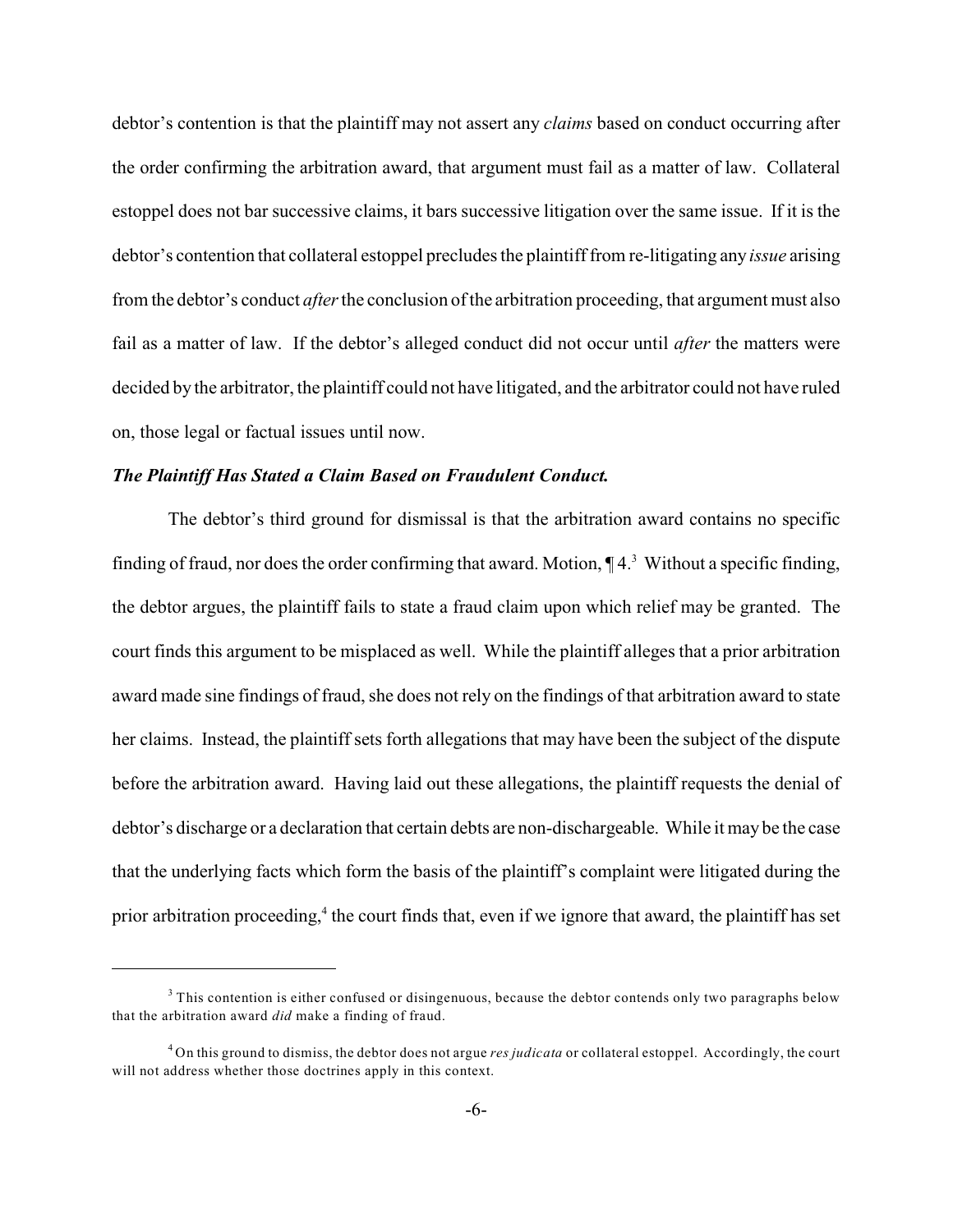debtor's contention is that the plaintiff may not assert any *claims* based on conduct occurring after the order confirming the arbitration award, that argument must fail as a matter of law. Collateral estoppel does not bar successive claims, it bars successive litigation over the same issue. If it is the debtor's contention that collateral estoppel precludes the plaintiff from re-litigating any *issue* arising from the debtor's conduct *after* the conclusion of the arbitration proceeding, that argument must also fail as a matter of law. If the debtor's alleged conduct did not occur until *after* the matters were decided by the arbitrator, the plaintiff could not have litigated, and the arbitrator could not have ruled on, those legal or factual issues until now.

***The Plaintiff Has Stated a Claim Based on Fraudulent Conduct.***

The debtor's third ground for dismissal is that the arbitration award contains no specific finding of fraud, nor does the order confirming that award. Motion, ¶ 4.[3] Without a specific finding, the debtor argues, the plaintiff fails to state a fraud claim upon which relief may be granted. The court finds this argument to be misplaced as well. While the plaintiff alleges that a prior arbitration award made sine findings of fraud, she does not rely on the findings of that arbitration award to state her claims. Instead, the plaintiff sets forth allegations that may have been the subject of the dispute before the arbitration award. Having laid out these allegations, the plaintiff requests the denial of debtor's discharge or a declaration that certain debts are non-dischargeable. While it may be the case that the underlying facts which form the basis of the plaintiff's complaint were litigated during the prior arbitration proceeding,[4] the court finds that, even if we ignore that award, the plaintiff has set

---

[3] This contention is either confused or disingenuous, because the debtor contends only two paragraphs below that the arbitration award *did* make a finding of fraud.

[4] On this ground to dismiss, the debtor does not argue *res judicata* or collateral estoppel. Accordingly, the court will not address whether those doctrines apply in this context.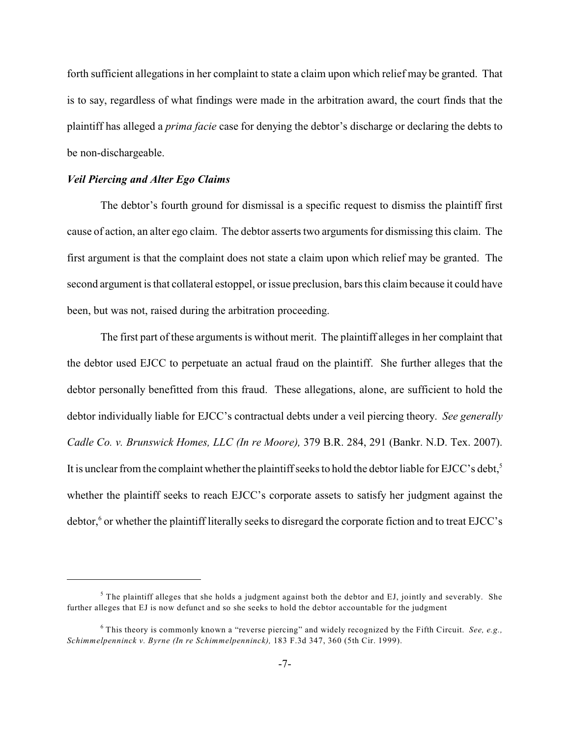forth sufficient allegations in her complaint to state a claim upon which relief may be granted. That is to say, regardless of what findings were made in the arbitration award, the court finds that the plaintiff has alleged a *prima facie* case for denying the debtor's discharge or declaring the debts to be non-dischargeable.

***Veil Piercing and Alter Ego Claims***

The debtor's fourth ground for dismissal is a specific request to dismiss the plaintiff first cause of action, an alter ego claim. The debtor asserts two arguments for dismissing this claim. The first argument is that the complaint does not state a claim upon which relief may be granted. The second argument is that collateral estoppel, or issue preclusion, bars this claim because it could have been, but was not, raised during the arbitration proceeding.

The first part of these arguments is without merit. The plaintiff alleges in her complaint that the debtor used EJCC to perpetuate an actual fraud on the plaintiff. She further alleges that the debtor personally benefitted from this fraud. These allegations, alone, are sufficient to hold the debtor individually liable for EJCC's contractual debts under a veil piercing theory. *See generally Cadle Co. v. Brunswick Homes, LLC (In re Moore),* 379 B.R. 284, 291 (Bankr. N.D. Tex. 2007). It is unclear from the complaint whether the plaintiff seeks to hold the debtor liable for EJCC's debt,[5] whether the plaintiff seeks to reach EJCC's corporate assets to satisfy her judgment against the debtor,[6] or whether the plaintiff literally seeks to disregard the corporate fiction and to treat EJCC's

---

[5] The plaintiff alleges that she holds a judgment against both the debtor and EJ, jointly and severably. She further alleges that EJ is now defunct and so she seeks to hold the debtor accountable for the judgment

[6] This theory is commonly known a "reverse piercing" and widely recognized by the Fifth Circuit. *See, e.g., Schimmelpenninck v. Byrne (In re Schimmelpenninck),* 183 F.3d 347, 360 (5th Cir. 1999).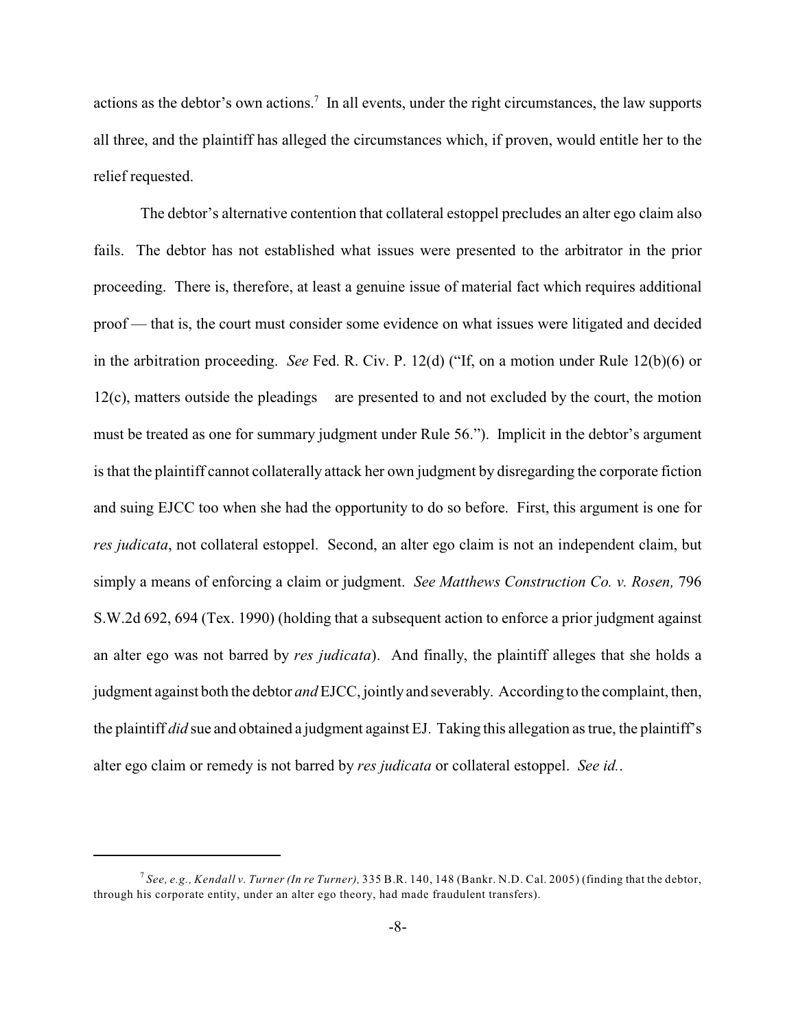actions as the debtor's own actions.[7] In all events, under the right circumstances, the law supports all three, and the plaintiff has alleged the circumstances which, if proven, would entitle her to the relief requested.

The debtor's alternative contention that collateral estoppel precludes an alter ego claim also fails. The debtor has not established what issues were presented to the arbitrator in the prior proceeding. There is, therefore, at least a genuine issue of material fact which requires additional proof — that is, the court must consider some evidence on what issues were litigated and decided in the arbitration proceeding. *See* Fed. R. Civ. P. 12(d) ("If, on a motion under Rule 12(b)(6) or 12(c), matters outside the pleadings are presented to and not excluded by the court, the motion must be treated as one for summary judgment under Rule 56."). Implicit in the debtor's argument is that the plaintiff cannot collaterally attack her own judgment by disregarding the corporate fiction and suing EJCC too when she had the opportunity to do so before. First, this argument is one for *res judicata*, not collateral estoppel. Second, an alter ego claim is not an independent claim, but simply a means of enforcing a claim or judgment. *See Matthews Construction Co. v. Rosen,* 796 S.W.2d 692, 694 (Tex. 1990) (holding that a subsequent action to enforce a prior judgment against an alter ego was not barred by *res judicata*). And finally, the plaintiff alleges that she holds a judgment against both the debtor *and* EJCC, jointly and severably. According to the complaint, then, the plaintiff *did* sue and obtained a judgment against EJ. Taking this allegation as true, the plaintiff's alter ego claim or remedy is not barred by *res judicata* or collateral estoppel. *See id.*.

---

[7] *See, e.g., Kendall v. Turner (In re Turner),* 335 B.R. 140, 148 (Bankr. N.D. Cal. 2005) (finding that the debtor, through his corporate entity, under an alter ego theory, had made fraudulent transfers).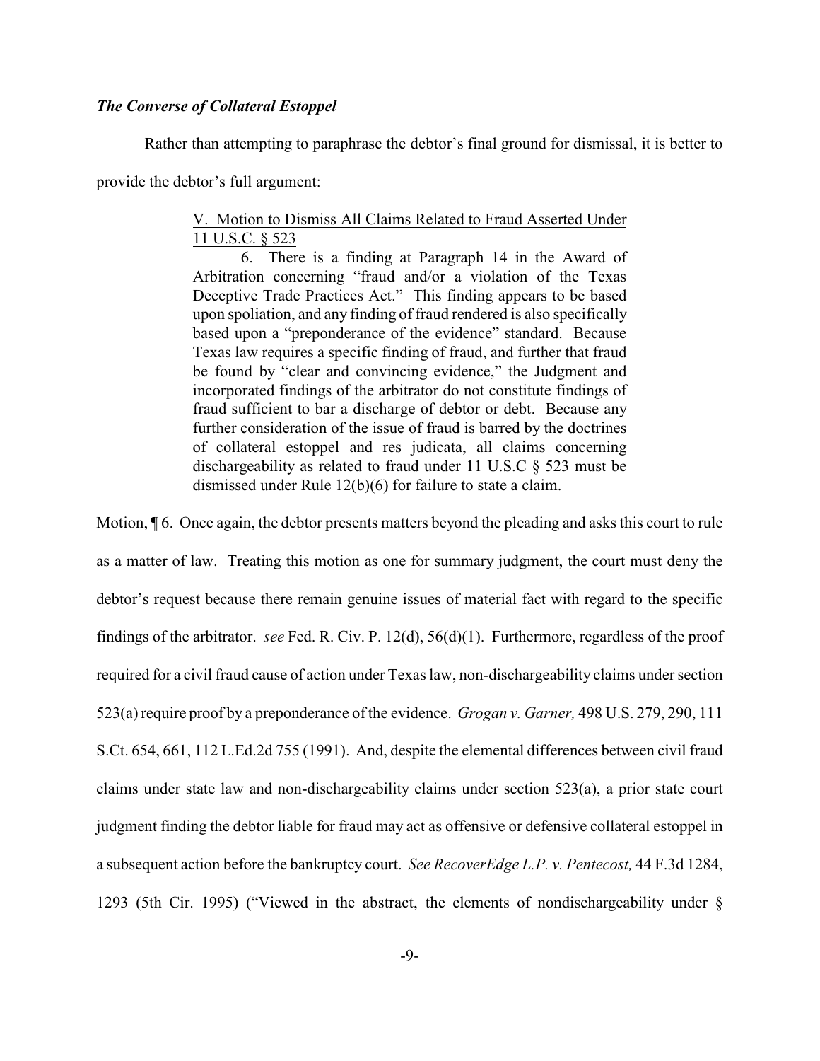***The Converse of Collateral Estoppel***

Rather than attempting to paraphrase the debtor's final ground for dismissal, it is better to provide the debtor's full argument:

> V. Motion to Dismiss All Claims Related to Fraud Asserted Under 11 U.S.C. § 523
>
> 6. There is a finding at Paragraph 14 in the Award of Arbitration concerning "fraud and/or a violation of the Texas Deceptive Trade Practices Act." This finding appears to be based upon spoliation, and any finding of fraud rendered is also specifically based upon a "preponderance of the evidence" standard. Because Texas law requires a specific finding of fraud, and further that fraud be found by "clear and convincing evidence," the Judgment and incorporated findings of the arbitrator do not constitute findings of fraud sufficient to bar a discharge of debtor or debt. Because any further consideration of the issue of fraud is barred by the doctrines of collateral estoppel and res judicata, all claims concerning dischargeability as related to fraud under 11 U.S.C § 523 must be dismissed under Rule 12(b)(6) for failure to state a claim.

Motion, ¶ 6. Once again, the debtor presents matters beyond the pleading and asks this court to rule as a matter of law. Treating this motion as one for summary judgment, the court must deny the debtor's request because there remain genuine issues of material fact with regard to the specific findings of the arbitrator. *see* Fed. R. Civ. P. 12(d), 56(d)(1). Furthermore, regardless of the proof required for a civil fraud cause of action under Texas law, non-dischargeability claims under section 523(a) require proof by a preponderance of the evidence. *Grogan v. Garner,* 498 U.S. 279, 290, 111 S.Ct. 654, 661, 112 L.Ed.2d 755 (1991). And, despite the elemental differences between civil fraud claims under state law and non-dischargeability claims under section 523(a), a prior state court judgment finding the debtor liable for fraud may act as offensive or defensive collateral estoppel in a subsequent action before the bankruptcy court. *See RecoverEdge L.P. v. Pentecost,* 44 F.3d 1284, 1293 (5th Cir. 1995) ("Viewed in the abstract, the elements of nondischargeability under §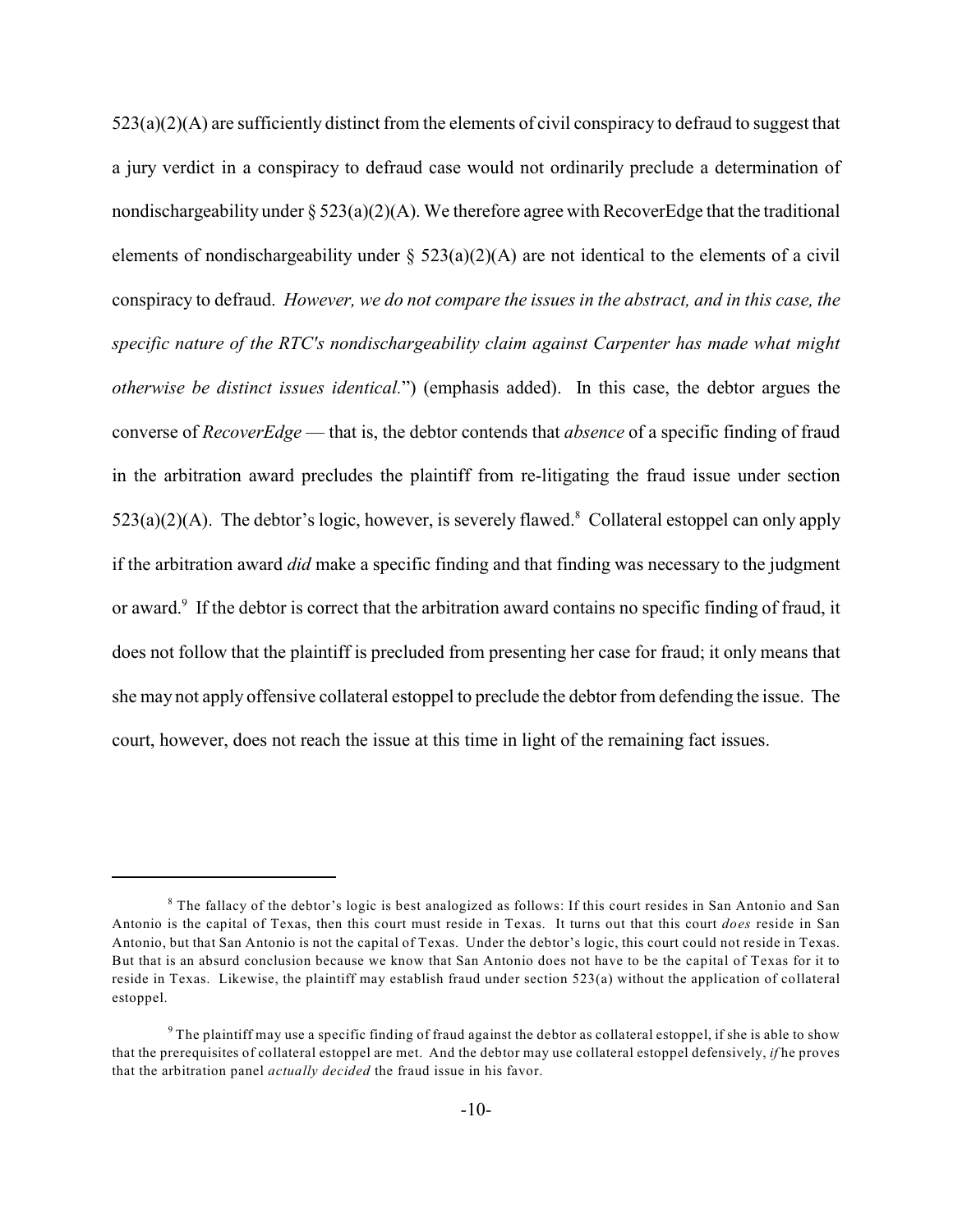523(a)(2)(A) are sufficiently distinct from the elements of civil conspiracy to defraud to suggest that a jury verdict in a conspiracy to defraud case would not ordinarily preclude a determination of nondischargeability under § 523(a)(2)(A). We therefore agree with RecoverEdge that the traditional elements of nondischargeability under § 523(a)(2)(A) are not identical to the elements of a civil conspiracy to defraud. *However, we do not compare the issues in the abstract, and in this case, the specific nature of the RTC's nondischargeability claim against Carpenter has made what might otherwise be distinct issues identical.*") (emphasis added). In this case, the debtor argues the converse of *RecoverEdge* — that is, the debtor contends that *absence* of a specific finding of fraud in the arbitration award precludes the plaintiff from re-litigating the fraud issue under section 523(a)(2)(A). The debtor's logic, however, is severely flawed.[8] Collateral estoppel can only apply if the arbitration award *did* make a specific finding and that finding was necessary to the judgment or award.[9] If the debtor is correct that the arbitration award contains no specific finding of fraud, it does not follow that the plaintiff is precluded from presenting her case for fraud; it only means that she may not apply offensive collateral estoppel to preclude the debtor from defending the issue. The court, however, does not reach the issue at this time in light of the remaining fact issues.

---

[8] The fallacy of the debtor's logic is best analogized as follows: If this court resides in San Antonio and San Antonio is the capital of Texas, then this court must reside in Texas. It turns out that this court *does* reside in San Antonio, but that San Antonio is not the capital of Texas. Under the debtor's logic, this court could not reside in Texas. But that is an absurd conclusion because we know that San Antonio does not have to be the capital of Texas for it to reside in Texas. Likewise, the plaintiff may establish fraud under section 523(a) without the application of collateral estoppel.

[9] The plaintiff may use a specific finding of fraud against the debtor as collateral estoppel, if she is able to show that the prerequisites of collateral estoppel are met. And the debtor may use collateral estoppel defensively, *if* he proves that the arbitration panel *actually decided* the fraud issue in his favor.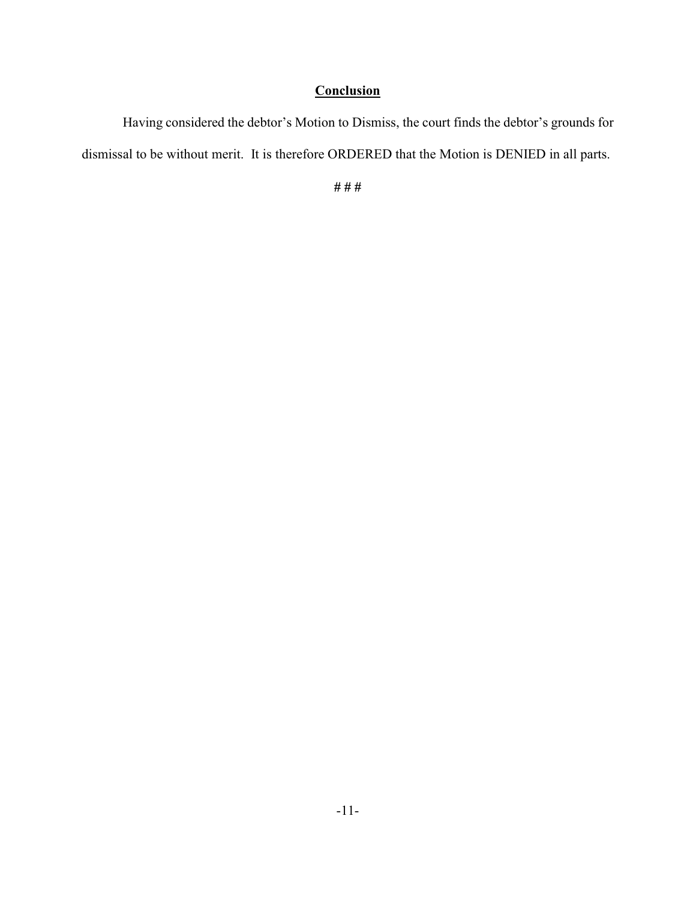## Conclusion

Having considered the debtor's Motion to Dismiss, the court finds the debtor's grounds for dismissal to be without merit. It is therefore ORDERED that the Motion is DENIED in all parts.

# # #